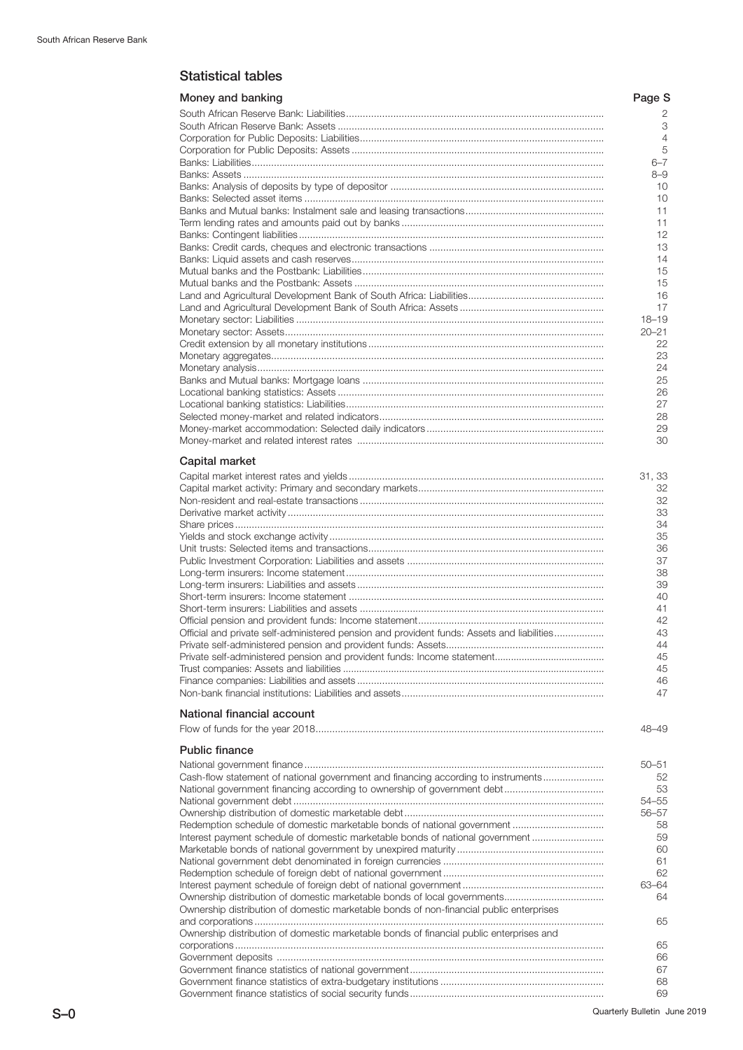## Statistical tables

| Money and banking | Page S |
|---|---|
| South African Reserve Bank: Liabilities | 2 |
| South African Reserve Bank: Assets | 3 |
| Corporation for Public Deposits: Liabilities | 4 |
| Corporation for Public Deposits: Assets | 5 |
| Banks: Liabilities | 6–7 |
| Banks: Assets | 8–9 |
| Banks: Analysis of deposits by type of depositor | 10 |
| Banks: Selected asset items | 10 |
| Banks and Mutual banks: Instalment sale and leasing transactions | 11 |
| Term lending rates and amounts paid out by banks | 11 |
| Banks: Contingent liabilities | 12 |
| Banks: Credit cards, cheques and electronic transactions | 13 |
| Banks: Liquid assets and cash reserves | 14 |
| Mutual banks and the Postbank: Liabilities | 15 |
| Mutual banks and the Postbank: Assets | 15 |
| Land and Agricultural Development Bank of South Africa: Liabilities | 16 |
| Land and Agricultural Development Bank of South Africa: Assets | 17 |
| Monetary sector: Liabilities | 18–19 |
| Monetary sector: Assets | 20–21 |
| Credit extension by all monetary institutions | 22 |
| Monetary aggregates | 23 |
| Monetary analysis | 24 |
| Banks and Mutual banks: Mortgage loans | 25 |
| Locational banking statistics: Assets | 26 |
| Locational banking statistics: Liabilities | 27 |
| Selected money-market and related indicators | 28 |
| Money-market accommodation: Selected daily indicators | 29 |
| Money-market and related interest rates | 30 |
| **Capital market** | |
| Capital market interest rates and yields | 31, 33 |
| Capital market activity: Primary and secondary markets | 32 |
| Non-resident and real-estate transactions | 32 |
| Derivative market activity | 33 |
| Share prices | 34 |
| Yields and stock exchange activity | 35 |
| Unit trusts: Selected items and transactions | 36 |
| Public Investment Corporation: Liabilities and assets | 37 |
| Long-term insurers: Income statement | 38 |
| Long-term insurers: Liabilities and assets | 39 |
| Short-term insurers: Income statement | 40 |
| Short-term insurers: Liabilities and assets | 41 |
| Official pension and provident funds: Income statement | 42 |
| Official and private self-administered pension and provident funds: Assets and liabilities | 43 |
| Private self-administered pension and provident funds: Assets | 44 |
| Private self-administered pension and provident funds: Income statement | 45 |
| Trust companies: Assets and liabilities | 45 |
| Finance companies: Liabilities and assets | 46 |
| Non-bank financial institutions: Liabilities and assets | 47 |
| **National financial account** | |
| Flow of funds for the year 2018 | 48–49 |
| **Public finance** | |
| National government finance | 50–51 |
| Cash-flow statement of national government and financing according to instruments | 52 |
| National government financing according to ownership of government debt | 53 |
| National government debt | 54–55 |
| Ownership distribution of domestic marketable debt | 56–57 |
| Redemption schedule of domestic marketable bonds of national government | 58 |
| Interest payment schedule of domestic marketable bonds of national government | 59 |
| Marketable bonds of national government by unexpired maturity | 60 |
| National government debt denominated in foreign currencies | 61 |
| Redemption schedule of foreign debt of national government | 62 |
| Interest payment schedule of foreign debt of national government | 63–64 |
| Ownership distribution of domestic marketable bonds of local governments | 64 |
| Ownership distribution of domestic marketable bonds of non-financial public enterprises and corporations | 65 |
| Ownership distribution of domestic marketable bonds of financial public enterprises and corporations | 65 |
| Government deposits | 66 |
| Government finance statistics of national government | 67 |
| Government finance statistics of extra-budgetary institutions | 68 |
| Government finance statistics of social security funds | 69 |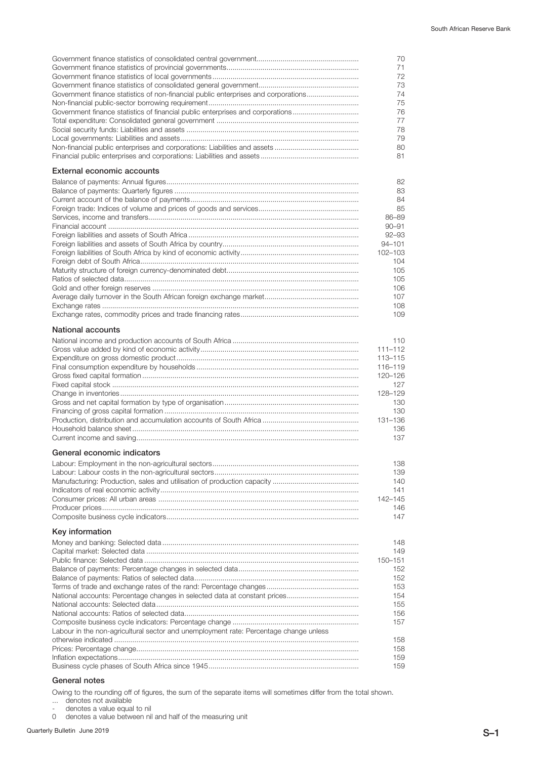| | |
|---|---|
| Government finance statistics of consolidated central government | 70 |
| Government finance statistics of provincial governments | 71 |
| Government finance statistics of local governments | 72 |
| Government finance statistics of consolidated general government | 73 |
| Government finance statistics of non-financial public enterprises and corporations | 74 |
| Non-financial public-sector borrowing requirement | 75 |
| Government finance statistics of financial public enterprises and corporations | 76 |
| Total expenditure: Consolidated general government | 77 |
| Social security funds: Liabilities and assets | 78 |
| Local governments: Liabilities and assets | 79 |
| Non-financial public enterprises and corporations: Liabilities and assets | 80 |
| Financial public enterprises and corporations: Liabilities and assets | 81 |

## External economic accounts

| | |
|---|---|
| Balance of payments: Annual figures | 82 |
| Balance of payments: Quarterly figures | 83 |
| Current account of the balance of payments | 84 |
| Foreign trade: Indices of volume and prices of goods and services | 85 |
| Services, income and transfers | 86–89 |
| Financial account | 90–91 |
| Foreign liabilities and assets of South Africa | 92–93 |
| Foreign liabilities and assets of South Africa by country | 94–101 |
| Foreign liabilities of South Africa by kind of economic activity | 102–103 |
| Foreign debt of South Africa | 104 |
| Maturity structure of foreign currency-denominated debt | 105 |
| Ratios of selected data | 105 |
| Gold and other foreign reserves | 106 |
| Average daily turnover in the South African foreign exchange market | 107 |
| Exchange rates | 108 |
| Exchange rates, commodity prices and trade financing rates | 109 |

## National accounts

| | |
|---|---|
| National income and production accounts of South Africa | 110 |
| Gross value added by kind of economic activity | 111–112 |
| Expenditure on gross domestic product | 113–115 |
| Final consumption expenditure by households | 116–119 |
| Gross fixed capital formation | 120–126 |
| Fixed capital stock | 127 |
| Change in inventories | 128–129 |
| Gross and net capital formation by type of organisation | 130 |
| Financing of gross capital formation | 130 |
| Production, distribution and accumulation accounts of South Africa | 131–136 |
| Household balance sheet | 136 |
| Current income and saving | 137 |

## General economic indicators

| | |
|---|---|
| Labour: Employment in the non-agricultural sectors | 138 |
| Labour: Labour costs in the non-agricultural sectors | 139 |
| Manufacturing: Production, sales and utilisation of production capacity | 140 |
| Indicators of real economic activity | 141 |
| Consumer prices: All urban areas | 142–145 |
| Producer prices | 146 |
| Composite business cycle indicators | 147 |

## Key information

| | |
|---|---|
| Money and banking: Selected data | 148 |
| Capital market: Selected data | 149 |
| Public finance: Selected data | 150–151 |
| Balance of payments: Percentage changes in selected data | 152 |
| Balance of payments: Ratios of selected data | 152 |
| Terms of trade and exchange rates of the rand: Percentage changes | 153 |
| National accounts: Percentage changes in selected data at constant prices | 154 |
| National accounts: Selected data | 155 |
| National accounts: Ratios of selected data | 156 |
| Composite business cycle indicators: Percentage change | 157 |
| Labour in the non-agricultural sector and unemployment rate: Percentage change unless otherwise indicated | 158 |
| Prices: Percentage change | 158 |
| Inflation expectations | 159 |
| Business cycle phases of South Africa since 1945 | 159 |

## General notes

Owing to the rounding off of figures, the sum of the separate items will sometimes differ from the total shown.

... denotes not available
- denotes a value equal to nil
0 denotes a value between nil and half of the measuring unit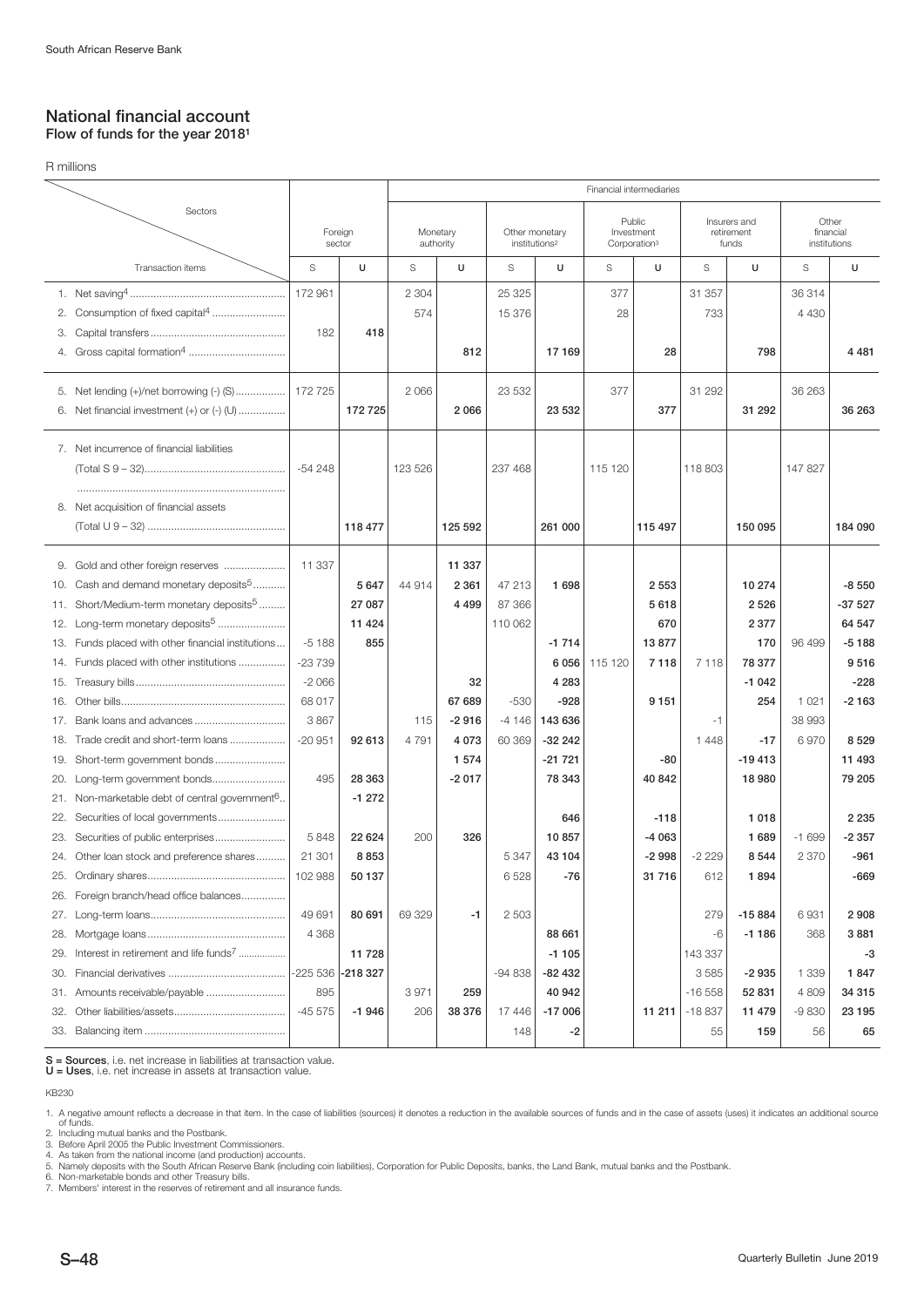# National financial account

**Flow of funds for the year 2018[1]**

R millions

| Sectors / Transaction items | Foreign sector | | Financial intermediaries: Monetary authority | | Other monetary institutions[2] | | Public Investment Corporation[3] | | Insurers and retirement funds | | Other financial institutions | |
|---|---|---|---|---|---|---|---|---|---|---|---|---|
| | S | U | S | U | S | U | S | U | S | U | S | U |
| 1. Net saving[4] | 172 961 | | 2 304 | | 25 325 | | 377 | | 31 357 | | 36 314 | |
| 2. Consumption of fixed capital[4] | | | 574 | | 15 376 | | 28 | | 733 | | 4 430 | |
| 3. Capital transfers | 182 | **418** | | | | | | | | | | |
| 4. Gross capital formation[4] | | | | **812** | | **17 169** | | **28** | | **798** | | **4 481** |
| 5. Net lending (+)/net borrowing (-) (S) | 172 725 | | 2 066 | | 23 532 | | 377 | | 31 292 | | 36 263 | |
| 6. Net financial investment (+) or (-) (U) | | **172 725** | | **2 066** | | **23 532** | | **377** | | **31 292** | | **36 263** |
| 7. Net incurrence of financial liabilities (Total S 9 – 32) | -54 248 | | 123 526 | | 237 468 | | 115 120 | | 118 803 | | 147 827 | |
| 8. Net acquisition of financial assets (Total U 9 – 32) | | **118 477** | | **125 592** | | **261 000** | | **115 497** | | **150 095** | | **184 090** |
| 9. Gold and other foreign reserves | 11 337 | | | **11 337** | | | | | | | | |
| 10. Cash and demand monetary deposits[5] | | **5 647** | 44 914 | **2 361** | 47 213 | **1 698** | | **2 553** | | **10 274** | | **-8 550** |
| 11. Short/Medium-term monetary deposits[5] | | **27 087** | | **4 499** | 87 366 | | | **5 618** | | **2 526** | | **-37 527** |
| 12. Long-term monetary deposits[5] | | **11 424** | | | 110 062 | | | **670** | | **2 377** | | **64 547** |
| 13. Funds placed with other financial institutions | -5 188 | **855** | | | | **-1 714** | | **13 877** | | **170** | 96 499 | **-5 188** |
| 14. Funds placed with other institutions | -23 739 | | | | | **6 056** | 115 120 | **7 118** | 7 118 | **78 377** | | **9 516** |
| 15. Treasury bills | -2 066 | | | **32** | | **4 283** | | | | **-1 042** | | **-228** |
| 16. Other bills | 68 017 | | | **67 689** | -530 | **-928** | | **9 151** | | **254** | 1 021 | **-2 163** |
| 17. Bank loans and advances | 3 867 | | 115 | **-2 916** | -4 146 | **143 636** | | | -1 | | 38 993 | |
| 18. Trade credit and short-term loans | -20 951 | **92 613** | 4 791 | **4 073** | 60 369 | **-32 242** | | | 1 448 | **-17** | 6 970 | **8 529** |
| 19. Short-term government bonds | | | | **1 574** | | **-21 721** | | **-80** | | **-19 413** | | **11 493** |
| 20. Long-term government bonds | 495 | **28 363** | | **-2 017** | | **78 343** | | **40 842** | | **18 980** | | **79 205** |
| 21. Non-marketable debt of central government[6] | | **-1 272** | | | | | | | | | | |
| 22. Securities of local governments | | | | | | **646** | | **-118** | | **1 018** | | **2 235** |
| 23. Securities of public enterprises | 5 848 | **22 624** | 200 | **326** | | **10 857** | | **-4 063** | | **1 689** | -1 699 | **-2 357** |
| 24. Other loan stock and preference shares | 21 301 | **8 853** | | | 5 347 | **43 104** | | **-2 998** | -2 229 | **8 544** | 2 370 | **-961** |
| 25. Ordinary shares | 102 988 | **50 137** | | | 6 528 | **-76** | | **31 716** | 612 | **1 894** | | **-669** |
| 26. Foreign branch/head office balances | | | | | | | | | | | | |
| 27. Long-term loans | 49 691 | **80 691** | 69 329 | **-1** | 2 503 | | | | 279 | **-15 884** | 6 931 | **2 908** |
| 28. Mortgage loans | 4 368 | | | | | **88 661** | | | -6 | **-1 186** | 368 | **3 881** |
| 29. Interest in retirement and life funds[7] | | **11 728** | | | | **-1 105** | | | 143 337 | | | **-3** |
| 30. Financial derivatives | -225 536 | **-218 327** | | | -94 838 | **-82 432** | | | 3 585 | **-2 935** | 1 339 | **1 847** |
| 31. Amounts receivable/payable | 895 | | 3 971 | **259** | | **40 942** | | | -16 558 | **52 831** | 4 809 | **34 315** |
| 32. Other liabilities/assets | -45 575 | **-1 946** | 206 | **38 376** | 17 446 | **-17 006** | | **11 211** | -18 837 | **11 479** | -9 830 | **23 195** |
| 33. Balancing item | | | | | 148 | **-2** | | | 55 | **159** | 56 | **65** |

**S = Sources**, i.e. net increase in liabilities at transaction value.
**U = Uses**, i.e. net increase in assets at transaction value.

KB230

1. A negative amount reflects a decrease in that item. In the case of liabilities (sources) it denotes a reduction in the available sources of funds and in the case of assets (uses) it indicates an additional source of funds.
2. Including mutual banks and the Postbank.
3. Before April 2005 the Public Investment Commissioners.
4. As taken from the national income (and production) accounts.
5. Namely deposits with the South African Reserve Bank (including coin liabilities), Corporation for Public Deposits, banks, the Land Bank, mutual banks and the Postbank.
6. Non-marketable bonds and other Treasury bills.
7. Members' interest in the reserves of retirement and all insurance funds.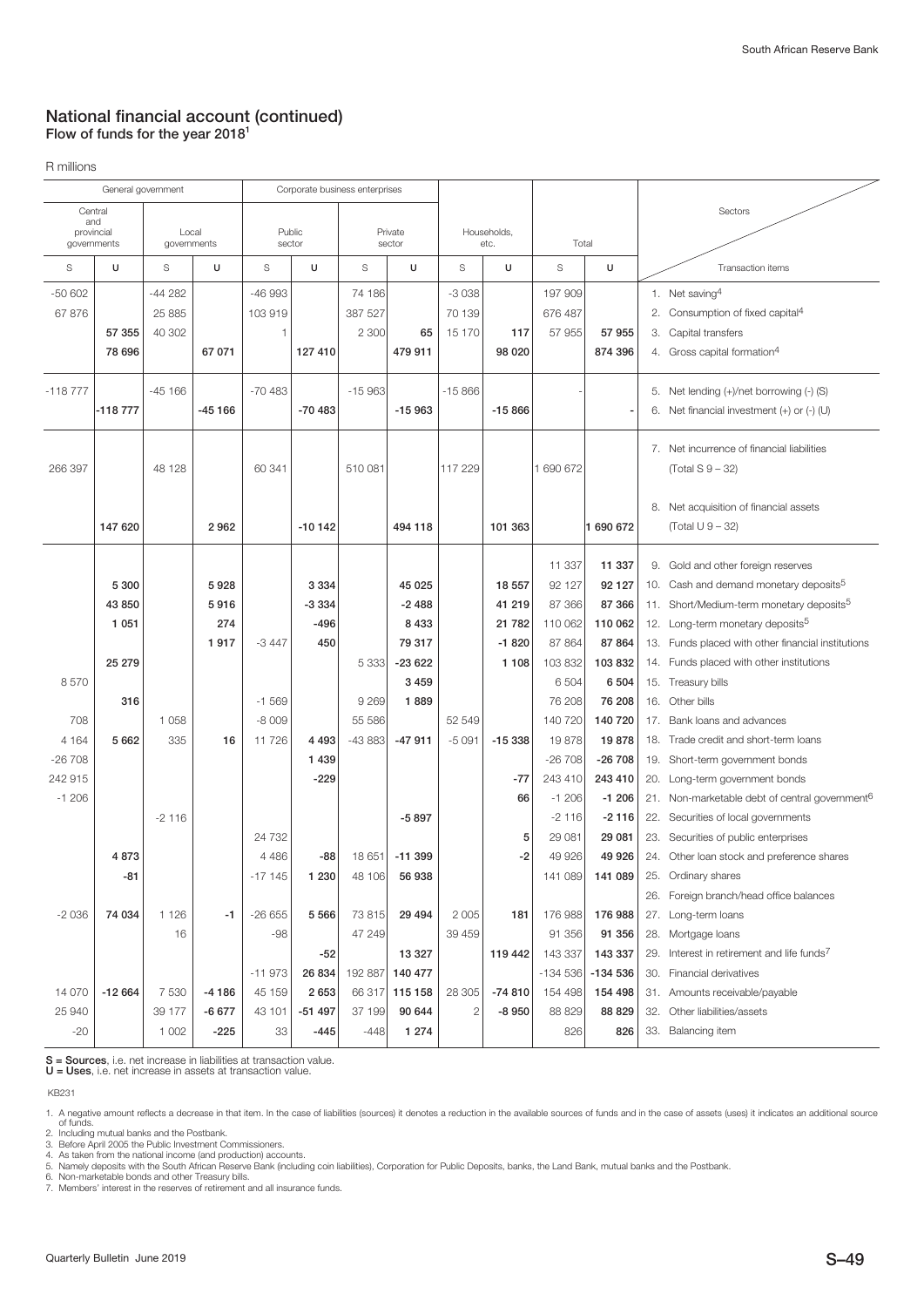## National financial account (continued)

**Flow of funds for the year 2018**[1]

R millions

| General government | | | | Corporate business enterprises | | | | | | | | |
|---|---|---|---|---|---|---|---|---|---|---|---|---|
| Central and provincial governments | | Local governments | | Public sector | | Private sector | | Households, etc. | | Total | | Sectors / Transaction items |
| S | U | S | U | S | U | S | U | S | U | S | U | |
| -50 602 | | -44 282 | | -46 993 | | 74 186 | | -3 038 | | 197 909 | | 1. Net saving[4] |
| 67 876 | | 25 885 | | 103 919 | | 387 527 | | 70 139 | | 676 487 | | 2. Consumption of fixed capital[4] |
| | **57 355** | 40 302 | | 1 | | 2 300 | **65** | 15 170 | **117** | 57 955 | **57 955** | 3. Capital transfers |
| | **78 696** | | **67 071** | | **127 410** | | **479 911** | | **98 020** | | **874 396** | 4. Gross capital formation[4] |
| -118 777 | | -45 166 | | -70 483 | | -15 963 | | -15 866 | | - | | 5. Net lending (+)/net borrowing (-) (S) |
| | **-118 777** | | **-45 166** | | **-70 483** | | **-15 963** | | **-15 866** | | **-** | 6. Net financial investment (+) or (-) (U) |
| 266 397 | | 48 128 | | 60 341 | | 510 081 | | 117 229 | | 1 690 672 | | 7. Net incurrence of financial liabilities (Total S 9 – 32) |
| | **147 620** | | **2 962** | | **-10 142** | | **494 118** | | **101 363** | | **1 690 672** | 8. Net acquisition of financial assets (Total U 9 – 32) |
| | | | | | | | | | | 11 337 | **11 337** | 9. Gold and other foreign reserves |
| | **5 300** | | **5 928** | | **3 334** | | **45 025** | | **18 557** | 92 127 | **92 127** | 10. Cash and demand monetary deposits[5] |
| | **43 850** | | **5 916** | | **-3 334** | | **-2 488** | | **41 219** | 87 366 | **87 366** | 11. Short/Medium-term monetary deposits[5] |
| | **1 051** | | **274** | | **-496** | | **8 433** | | **21 782** | 110 062 | **110 062** | 12. Long-term monetary deposits[5] |
| | | | **1 917** | -3 447 | **450** | | **79 317** | | **-1 820** | 87 864 | **87 864** | 13. Funds placed with other financial institutions |
| | **25 279** | | | | | 5 333 | **-23 622** | | **1 108** | 103 832 | **103 832** | 14. Funds placed with other institutions |
| 8 570 | | | | | | | **3 459** | | | 6 504 | **6 504** | 15. Treasury bills |
| | **316** | | | -1 569 | | 9 269 | **1 889** | | | 76 208 | **76 208** | 16. Other bills |
| 708 | | 1 058 | | -8 009 | | 55 586 | | 52 549 | | 140 720 | **140 720** | 17. Bank loans and advances |
| 4 164 | **5 662** | 335 | **16** | 11 726 | **4 493** | -43 883 | **-47 911** | -5 091 | **-15 338** | 19 878 | **19 878** | 18. Trade credit and short-term loans |
| -26 708 | | | | | **1 439** | | | | | -26 708 | **-26 708** | 19. Short-term government bonds |
| 242 915 | | | | | **-229** | | | | **-77** | 243 410 | **243 410** | 20. Long-term government bonds |
| -1 206 | | | | | | | | | **66** | -1 206 | **-1 206** | 21. Non-marketable debt of central government[6] |
| | | -2 116 | | | | | **-5 897** | | | -2 116 | **-2 116** | 22. Securities of local governments |
| | | | | 24 732 | | | | | **5** | 29 081 | **29 081** | 23. Securities of public enterprises |
| | **4 873** | | | 4 486 | **-88** | 18 651 | **-11 399** | | **-2** | 49 926 | **49 926** | 24. Other loan stock and preference shares |
| | **-81** | | | -17 145 | **1 230** | 48 106 | **56 938** | | | 141 089 | **141 089** | 25. Ordinary shares |
| | | | | | | | | | | | | 26. Foreign branch/head office balances |
| -2 036 | **74 034** | 1 126 | **-1** | -26 655 | **5 566** | 73 815 | **29 494** | 2 005 | **181** | 176 988 | **176 988** | 27. Long-term loans |
| | | 16 | | -98 | | 47 249 | | 39 459 | | 91 356 | **91 356** | 28. Mortgage loans |
| | | | | | **-52** | | **13 327** | | **119 442** | 143 337 | **143 337** | 29. Interest in retirement and life funds[7] |
| | | | | -11 973 | **26 834** | 192 887 | **140 477** | | | -134 536 | **-134 536** | 30. Financial derivatives |
| 14 070 | **-12 664** | 7 530 | **-4 186** | 45 159 | **2 653** | 66 317 | **115 158** | 28 305 | **-74 810** | 154 498 | **154 498** | 31. Amounts receivable/payable |
| 25 940 | | 39 177 | **-6 677** | 43 101 | **-51 497** | 37 199 | **90 644** | 2 | **-8 950** | 88 829 | **88 829** | 32. Other liabilities/assets |
| -20 | | 1 002 | **-225** | 33 | **-445** | -448 | **1 274** | | | 826 | **826** | 33. Balancing item |

**S = Sources**, i.e. net increase in liabilities at transaction value.
**U = Uses**, i.e. net increase in assets at transaction value.

KB231

1. A negative amount reflects a decrease in that item. In the case of liabilities (sources) it denotes a reduction in the available sources of funds and in the case of assets (uses) it indicates an additional source of funds.
2. Including mutual banks and the Postbank.
3. Before April 2005 the Public Investment Commissioners.
4. As taken from the national income (and production) accounts.
5. Namely deposits with the South African Reserve Bank (including coin liabilities), Corporation for Public Deposits, banks, the Land Bank, mutual banks and the Postbank.
6. Non-marketable bonds and other Treasury bills.
7. Members' interest in the reserves of retirement and all insurance funds.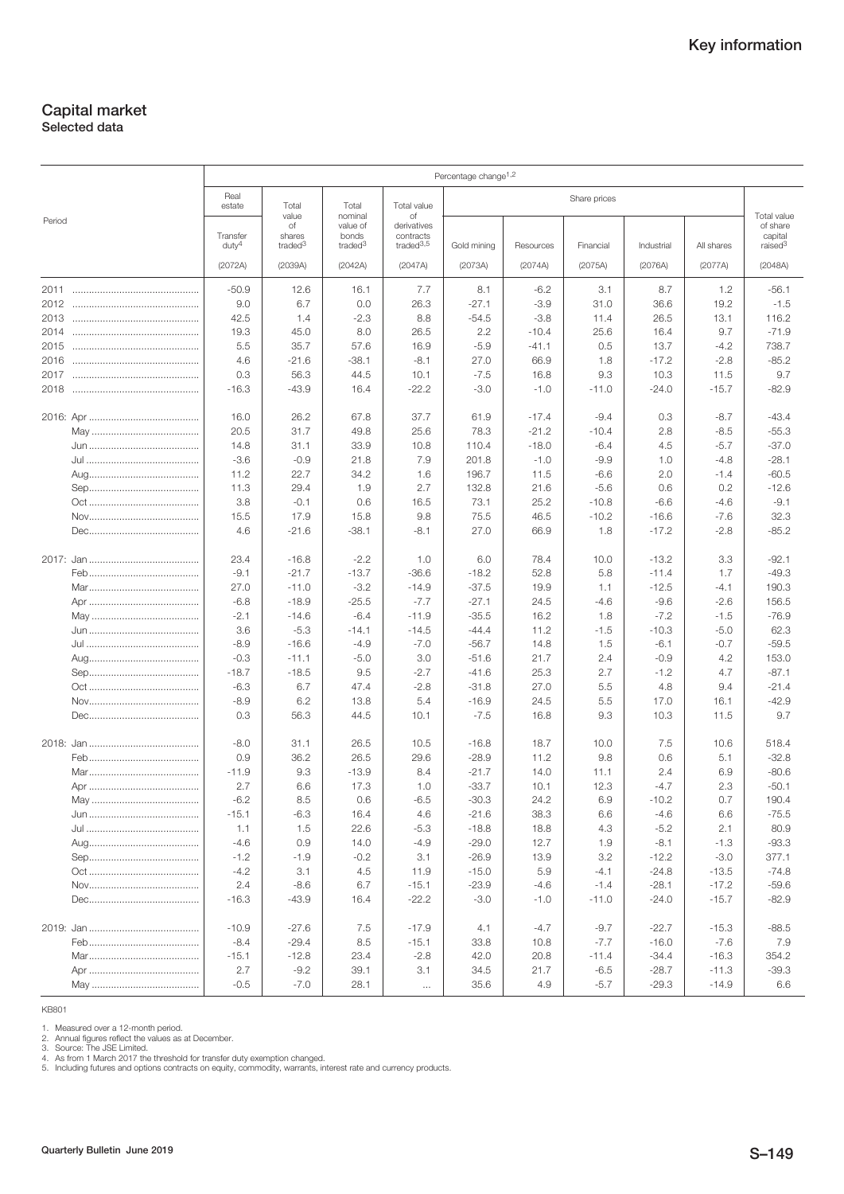## Capital market

### Selected data

| Period | Percentage change[1,2] | | | | | | | | | |
|---|---|---|---|---|---|---|---|---|---|---|
| | Real estate | Total value of shares traded[3] | Total nominal value of bonds traded[3] | Total value of derivatives contracts traded[3,5] | Share prices | | | | | Total value of share capital raised[3] |
| | Transfer duty[4] | | | | Gold mining | Resources | Financial | Industrial | All shares | |
| | (2072A) | (2039A) | (2042A) | (2047A) | (2073A) | (2074A) | (2075A) | (2076A) | (2077A) | (2048A) |
| 2011 | -50.9 | 12.6 | 16.1 | 7.7 | 8.1 | -6.2 | 3.1 | 8.7 | 1.2 | -56.1 |
| 2012 | 9.0 | 6.7 | 0.0 | 26.3 | -27.1 | -3.9 | 31.0 | 36.6 | 19.2 | -1.5 |
| 2013 | 42.5 | 1.4 | -2.3 | 8.8 | -54.5 | -3.8 | 11.4 | 26.5 | 13.1 | 116.2 |
| 2014 | 19.3 | 45.0 | 8.0 | 26.5 | 2.2 | -10.4 | 25.6 | 16.4 | 9.7 | -71.9 |
| 2015 | 5.5 | 35.7 | 57.6 | 16.9 | -5.9 | -41.1 | 0.5 | 13.7 | -4.2 | 738.7 |
| 2016 | 4.6 | -21.6 | -38.1 | -8.1 | 27.0 | 66.9 | 1.8 | -17.2 | -2.8 | -85.2 |
| 2017 | 0.3 | 56.3 | 44.5 | 10.1 | -7.5 | 16.8 | 9.3 | 10.3 | 11.5 | 9.7 |
| 2018 | -16.3 | -43.9 | 16.4 | -22.2 | -3.0 | -1.0 | -11.0 | -24.0 | -15.7 | -82.9 |
| 2016: Apr | 16.0 | 26.2 | 67.8 | 37.7 | 61.9 | -17.4 | -9.4 | 0.3 | -8.7 | -43.4 |
| May | 20.5 | 31.7 | 49.8 | 25.6 | 78.3 | -21.2 | -10.4 | 2.8 | -8.5 | -55.3 |
| Jun | 14.8 | 31.1 | 33.9 | 10.8 | 110.4 | -18.0 | -6.4 | 4.5 | -5.7 | -37.0 |
| Jul | -3.6 | -0.9 | 21.8 | 7.9 | 201.8 | -1.0 | -9.9 | 1.0 | -4.8 | -28.1 |
| Aug | 11.2 | 22.7 | 34.2 | 1.6 | 196.7 | 11.5 | -6.6 | 2.0 | -1.4 | -60.5 |
| Sep | 11.3 | 29.4 | 1.9 | 2.7 | 132.8 | 21.6 | -5.6 | 0.6 | 0.2 | -12.6 |
| Oct | 3.8 | -0.1 | 0.6 | 16.5 | 73.1 | 25.2 | -10.8 | -6.6 | -4.6 | -9.1 |
| Nov | 15.5 | 17.9 | 15.8 | 9.8 | 75.5 | 46.5 | -10.2 | -16.6 | -7.6 | 32.3 |
| Dec | 4.6 | -21.6 | -38.1 | -8.1 | 27.0 | 66.9 | 1.8 | -17.2 | -2.8 | -85.2 |
| 2017: Jan | 23.4 | -16.8 | -2.2 | 1.0 | 6.0 | 78.4 | 10.0 | -13.2 | 3.3 | -92.1 |
| Feb | -9.1 | -21.7 | -13.7 | -36.6 | -18.2 | 52.8 | 5.8 | -11.4 | 1.7 | -49.3 |
| Mar | 27.0 | -11.0 | -3.2 | -14.9 | -37.5 | 19.9 | 1.1 | -12.5 | -4.1 | 190.3 |
| Apr | -6.8 | -18.9 | -25.5 | -7.7 | -27.1 | 24.5 | -4.6 | -9.6 | -2.6 | 156.5 |
| May | -2.1 | -14.6 | -6.4 | -11.9 | -35.5 | 16.2 | 1.8 | -7.2 | -1.5 | -76.9 |
| Jun | 3.6 | -5.3 | -14.1 | -14.5 | -44.4 | 11.2 | -1.5 | -10.3 | -5.0 | 62.3 |
| Jul | -8.9 | -16.6 | -4.9 | -7.0 | -56.7 | 14.8 | 1.5 | -6.1 | -0.7 | -59.5 |
| Aug | -0.3 | -11.1 | -5.0 | 3.0 | -51.6 | 21.7 | 2.4 | -0.9 | 4.2 | 153.0 |
| Sep | -18.7 | -18.5 | 9.5 | -2.7 | -41.6 | 25.3 | 2.7 | -1.2 | 4.7 | -87.1 |
| Oct | -6.3 | 6.7 | 47.4 | -2.8 | -31.8 | 27.0 | 5.5 | 4.8 | 9.4 | -21.4 |
| Nov | -8.9 | 6.2 | 13.8 | 5.4 | -16.9 | 24.5 | 5.5 | 17.0 | 16.1 | -42.9 |
| Dec | 0.3 | 56.3 | 44.5 | 10.1 | -7.5 | 16.8 | 9.3 | 10.3 | 11.5 | 9.7 |
| 2018: Jan | -8.0 | 31.1 | 26.5 | 10.5 | -16.8 | 18.7 | 10.0 | 7.5 | 10.6 | 518.4 |
| Feb | 0.9 | 36.2 | 26.5 | 29.6 | -28.9 | 11.2 | 9.8 | 0.6 | 5.1 | -32.8 |
| Mar | -11.9 | 9.3 | -13.9 | 8.4 | -21.7 | 14.0 | 11.1 | 2.4 | 6.9 | -80.6 |
| Apr | 2.7 | 6.6 | 17.3 | 1.0 | -33.7 | 10.1 | 12.3 | -4.7 | 2.3 | -50.1 |
| May | -6.2 | 8.5 | 0.6 | -6.5 | -30.3 | 24.2 | 6.9 | -10.2 | 0.7 | 190.4 |
| Jun | -15.1 | -6.3 | 16.4 | 4.6 | -21.6 | 38.3 | 6.6 | -4.6 | 6.6 | -75.5 |
| Jul | 1.1 | 1.5 | 22.6 | -5.3 | -18.8 | 18.8 | 4.3 | -5.2 | 2.1 | 80.9 |
| Aug | -4.6 | 0.9 | 14.0 | -4.9 | -29.0 | 12.7 | 1.9 | -8.1 | -1.3 | -93.3 |
| Sep | -1.2 | -1.9 | -0.2 | 3.1 | -26.9 | 13.9 | 3.2 | -12.2 | -3.0 | 377.1 |
| Oct | -4.2 | 3.1 | 4.5 | 11.9 | -15.0 | 5.9 | -4.1 | -24.8 | -13.5 | -74.8 |
| Nov | 2.4 | -8.6 | 6.7 | -15.1 | -23.9 | -4.6 | -1.4 | -28.1 | -17.2 | -59.6 |
| Dec | -16.3 | -43.9 | 16.4 | -22.2 | -3.0 | -1.0 | -11.0 | -24.0 | -15.7 | -82.9 |
| 2019: Jan | -10.9 | -27.6 | 7.5 | -17.9 | 4.1 | -4.7 | -9.7 | -22.7 | -15.3 | -88.5 |
| Feb | -8.4 | -29.4 | 8.5 | -15.1 | 33.8 | 10.8 | -7.7 | -16.0 | -7.6 | 7.9 |
| Mar | -15.1 | -12.8 | 23.4 | -2.8 | 42.0 | 20.8 | -11.4 | -34.4 | -16.3 | 354.2 |
| Apr | 2.7 | -9.2 | 39.1 | 3.1 | 34.5 | 21.7 | -6.5 | -28.7 | -11.3 | -39.3 |
| May | -0.5 | -7.0 | 28.1 | ... | 35.6 | 4.9 | -5.7 | -29.3 | -14.9 | 6.6 |

KB801

1. Measured over a 12-month period.
2. Annual figures reflect the values as at December.
3. Source: The JSE Limited.
4. As from 1 March 2017 the threshold for transfer duty exemption changed.
5. Including futures and options contracts on equity, commodity, warrants, interest rate and currency products.